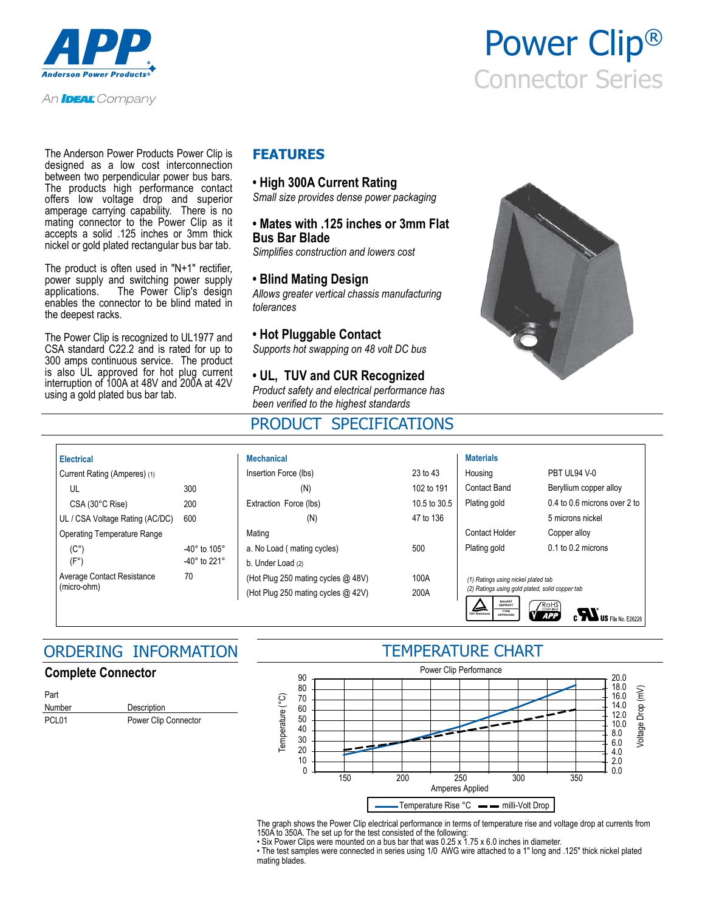# Power Clip®
## Connector Series

The Anderson Power Products Power Clip is designed as a low cost interconnection between two perpendicular power bus bars. The products high performance contact offers low voltage drop and superior amperage carrying capability. There is no mating connector to the Power Clip as it accepts a solid .125 inches or 3mm thick nickel or gold plated rectangular bus bar tab.

The product is often used in "N+1" rectifier, power supply and switching power supply applications. The Power Clip's design enables the connector to be blind mated in the deepest racks.

The Power Clip is recognized to UL1977 and CSA standard C22.2 and is rated for up to 300 amps continuous service. The product is also UL approved for hot plug current interruption of 100A at 48V and 200A at 42V using a gold plated bus bar tab.

## FEATURES

**• High 300A Current Rating**
*Small size provides dense power packaging*

**• Mates with .125 inches or 3mm Flat Bus Bar Blade**
*Simplifies construction and lowers cost*

**• Blind Mating Design**
*Allows greater vertical chassis manufacturing tolerances*

**• Hot Pluggable Contact**
*Supports hot swapping on 48 volt DC bus*

**• UL, TUV and CUR Recognized**
*Product safety and electrical performance has been verified to the highest standards*

## PRODUCT SPECIFICATIONS

| Electrical | | Mechanical | | Materials | |
|---|---|---|---|---|---|
| Current Rating (Amperes) (1) | | Insertion Force (lbs) | 23 to 43 | Housing | PBT UL94 V-0 |
| UL | 300 | (N) | 102 to 191 | Contact Band | Beryllium copper alloy |
| CSA (30°C Rise) | 200 | Extraction Force (lbs) | 10.5 to 30.5 | Plating gold | 0.4 to 0.6 microns over 2 to |
| UL / CSA Voltage Rating (AC/DC) | 600 | (N) | 47 to 136 | | 5 microns nickel |
| Operating Temperature Range | | Mating | | Contact Holder | Copper alloy |
| (C°) | -40° to 105° | a. No Load ( mating cycles) | 500 | Plating gold | 0.1 to 0.2 microns |
| (F°) | -40° to 221° | b. Under Load (2) | | | |
| Average Contact Resistance (micro-ohm) | 70 | (Hot Plug 250 mating cycles @ 48V) | 100A | | |
| | | (Hot Plug 250 mating cycles @ 42V) | 200A | | |

*(1) Ratings using nickel plated tab*
*(2) Ratings using gold plated, solid copper tab*

File No. E26226

## ORDERING INFORMATION

### Complete Connector

| Part Number | Description |
|---|---|
| PCL01 | Power Clip Connector |

## TEMPERATURE CHART

Power Clip Performance

Temperature (°C) vs. Amperes Applied; Voltage Drop (mV)

Legend: Temperature Rise °C — milli-Volt Drop

The graph shows the Power Clip electrical performance in terms of temperature rise and voltage drop at currents from 150A to 350A. The set up for the test consisted of the following:
- Six Power Clips were mounted on a bus bar that was 0.25 x 1.75 x 6.0 inches in diameter.
- The test samples were connected in series using 1/0 AWG wire attached to a 1" long and .125" thick nickel plated mating blades.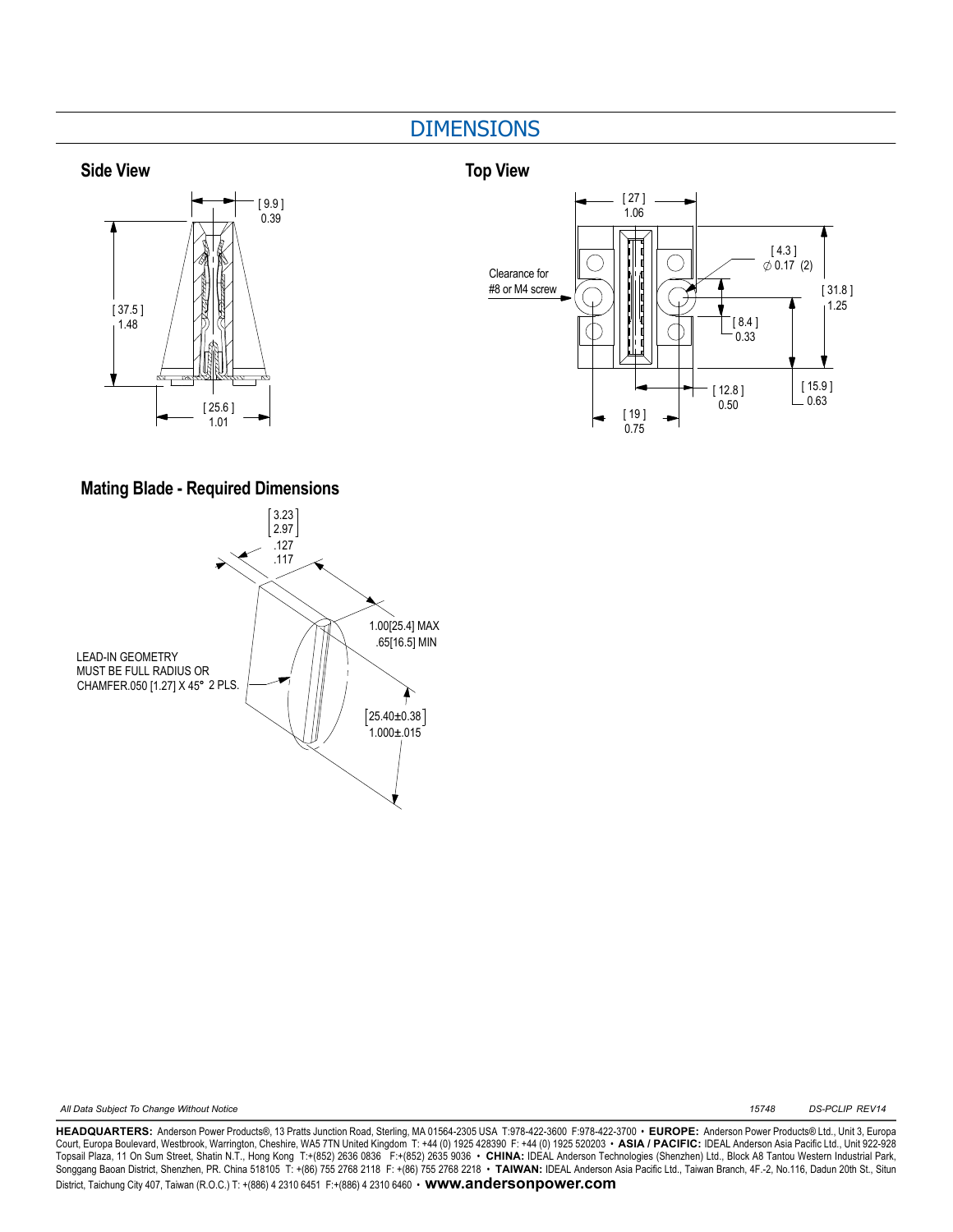# DIMENSIONS

## Side View

[ 9.9 ]
0.39

[ 37.5 ]
1.48

[ 25.6 ]
1.01

## Top View

[ 27 ]
1.06

[ 4.3 ]
∅ 0.17 (2)

Clearance for
#8 or M4 screw

[ 31.8 ]
1.25

[ 8.4 ]
0.33

[ 12.8 ]
0.50

[ 15.9 ]
0.63

[ 19 ]
0.75

## Mating Blade - Required Dimensions

[ 3.23
2.97 ]
.127
.117

1.00[25.4] MAX
.65[16.5] MIN

LEAD-IN GEOMETRY
MUST BE FULL RADIUS OR
CHAMFER.050 [1.27] X 45° 2 PLS.

[25.40±0.38]
1.000±.015

*All Data Subject To Change Without Notice*

*15748* *DS-PCLIP REV14*

**HEADQUARTERS:** Anderson Power Products®, 13 Pratts Junction Road, Sterling, MA 01564-2305 USA T:978-422-3600 F:978-422-3700 • **EUROPE:** Anderson Power Products® Ltd., Unit 3, Europa Court, Europa Boulevard, Westbrook, Warrington, Cheshire, WA5 7TN United Kingdom T: +44 (0) 1925 428390 F: +44 (0) 1925 520203 • **ASIA / PACIFIC:** IDEAL Anderson Asia Pacific Ltd., Unit 922-928 Topsail Plaza, 11 On Sum Street, Shatin N.T., Hong Kong T:+(852) 2636 0836 F:+(852) 2635 9036 • **CHINA:** IDEAL Anderson Technologies (Shenzhen) Ltd., Block A8 Tantou Western Industrial Park, Songgang Baoan District, Shenzhen, PR. China 518105 T: +(86) 755 2768 2118 F: +(86) 755 2768 2218 • **TAIWAN:** IDEAL Anderson Asia Pacific Ltd., Taiwan Branch, 4F.-2, No.116, Dadun 20th St., Situn District, Taichung City 407, Taiwan (R.O.C.) T: +(886) 4 2310 6451 F:+(886) 4 2310 6460 • **www.andersonpower.com**